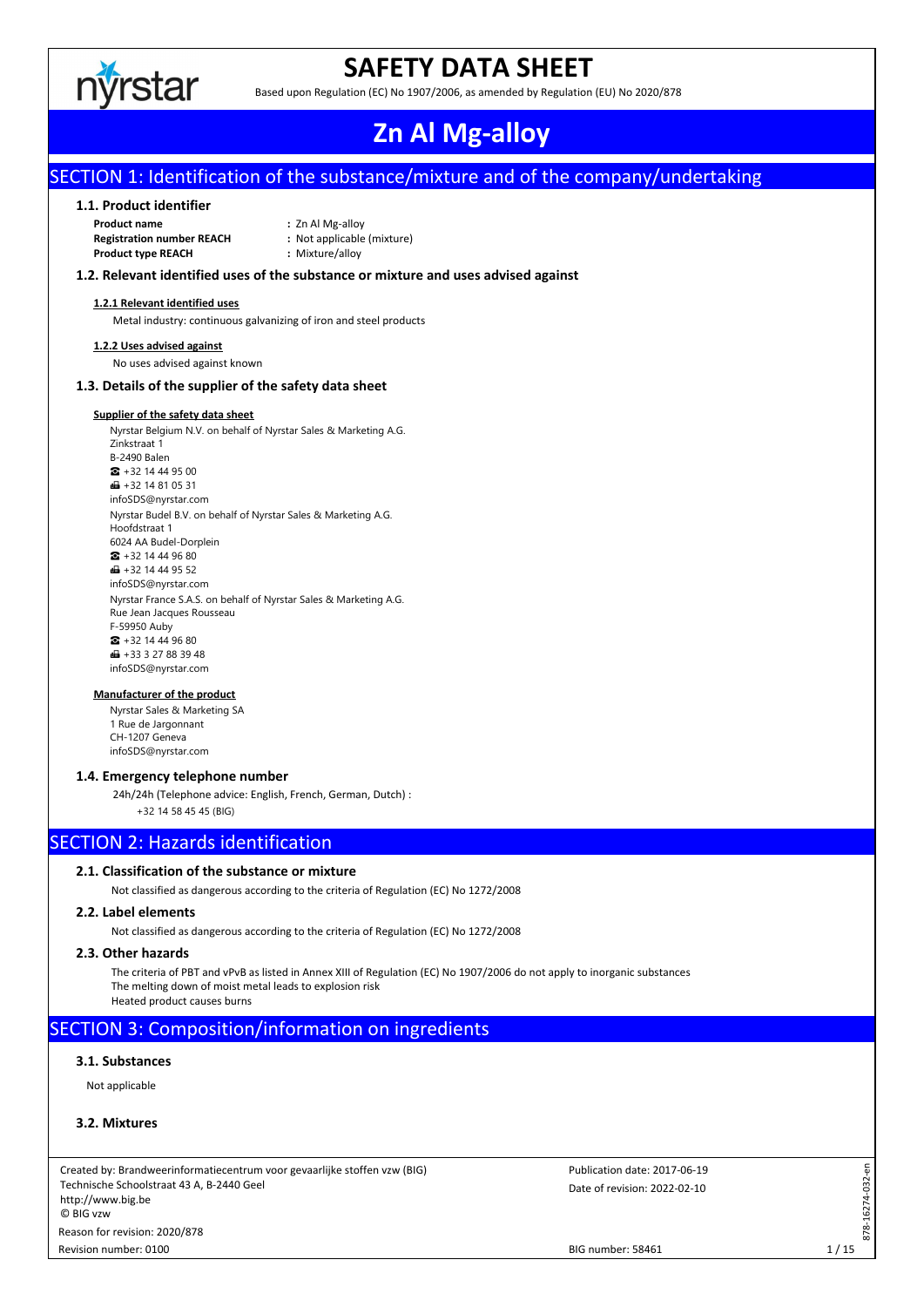# SAFETY DATA SHEET

Based upon Regulation (EC) No 1907/2006, as amended by Regulation (EU) No 2020/878

# Zn Al Mg-alloy

## SECTION 1: Identification of the substance/mixture and of the company/undertaking

### 1.1. Product identifier

**Product name** : Zn Al Mg-alloy
**Registration number REACH** : Not applicable (mixture)
**Product type REACH** : Mixture/alloy

### 1.2. Relevant identified uses of the substance or mixture and uses advised against

**1.2.1 Relevant identified uses**

Metal industry: continuous galvanizing of iron and steel products

**1.2.2 Uses advised against**

No uses advised against known

### 1.3. Details of the supplier of the safety data sheet

**Supplier of the safety data sheet**

Nyrstar Belgium N.V. on behalf of Nyrstar Sales & Marketing A.G.
Zinkstraat 1
B-2490 Balen
☎ +32 14 44 95 00
📠 +32 14 81 05 31
infoSDS@nyrstar.com
Nyrstar Budel B.V. on behalf of Nyrstar Sales & Marketing A.G.
Hoofdstraat 1
6024 AA Budel-Dorplein
☎ +32 14 44 96 80
📠 +32 14 44 95 52
infoSDS@nyrstar.com
Nyrstar France S.A.S. on behalf of Nyrstar Sales & Marketing A.G.
Rue Jean Jacques Rousseau
F-59950 Auby
☎ +32 14 44 96 80
📠 +33 3 27 88 39 48
infoSDS@nyrstar.com

**Manufacturer of the product**

Nyrstar Sales & Marketing SA
1 Rue de Jargonnant
CH-1207 Geneva
infoSDS@nyrstar.com

### 1.4. Emergency telephone number

24h/24h (Telephone advice: English, French, German, Dutch) :
+32 14 58 45 45 (BIG)

## SECTION 2: Hazards identification

### 2.1. Classification of the substance or mixture

Not classified as dangerous according to the criteria of Regulation (EC) No 1272/2008

### 2.2. Label elements

Not classified as dangerous according to the criteria of Regulation (EC) No 1272/2008

### 2.3. Other hazards

The criteria of PBT and vPvB as listed in Annex XIII of Regulation (EC) No 1907/2006 do not apply to inorganic substances
The melting down of moist metal leads to explosion risk
Heated product causes burns

## SECTION 3: Composition/information on ingredients

### 3.1. Substances

Not applicable

### 3.2. Mixtures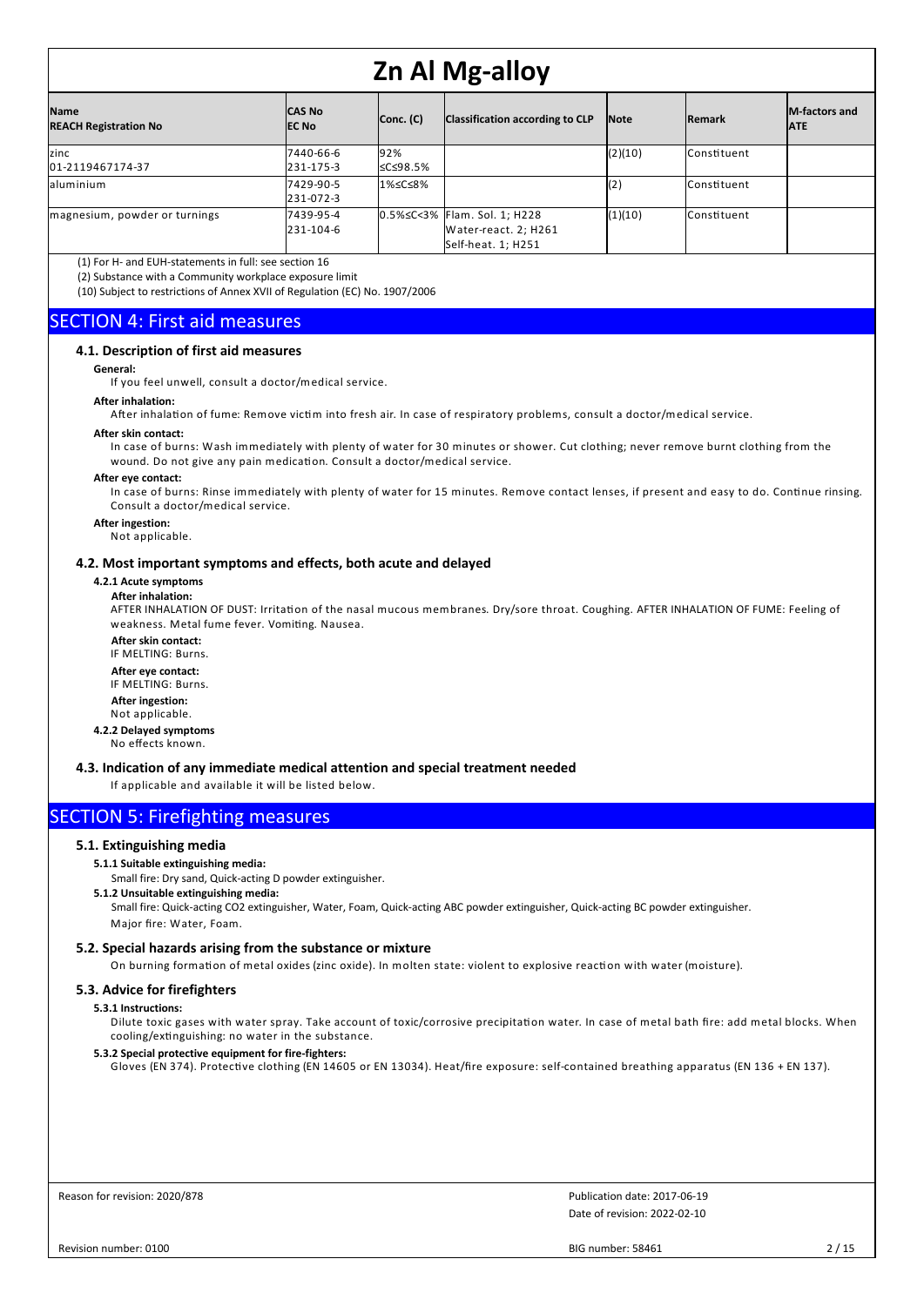| Name<br>REACH Registration No | CAS No<br>EC No | Conc. (C) | Classification according to CLP | Note | Remark | M-factors and ATE |
|---|---|---|---|---|---|---|
| zinc<br>01-2119467174-37 | 7440-66-6<br>231-175-3 | 92% ≤C≤98.5% | | (2)(10) | Constituent | |
| aluminium | 7429-90-5<br>231-072-3 | 1%≤C≤8% | | (2) | Constituent | |
| magnesium, powder or turnings | 7439-95-4<br>231-104-6 | 0.5%≤C<3% | Flam. Sol. 1; H228<br>Water-react. 2; H261<br>Self-heat. 1; H251 | (1)(10) | Constituent | |

(1) For H- and EUH-statements in full: see section 16

(2) Substance with a Community workplace exposure limit

(10) Subject to restrictions of Annex XVII of Regulation (EC) No. 1907/2006

# SECTION 4: First aid measures

## 4.1. Description of first aid measures

**General:**

If you feel unwell, consult a doctor/medical service.

**After inhalation:**

After inhalation of fume: Remove victim into fresh air. In case of respiratory problems, consult a doctor/medical service.

**After skin contact:**

In case of burns: Wash immediately with plenty of water for 30 minutes or shower. Cut clothing; never remove burnt clothing from the wound. Do not give any pain medication. Consult a doctor/medical service.

**After eye contact:**

In case of burns: Rinse immediately with plenty of water for 15 minutes. Remove contact lenses, if present and easy to do. Continue rinsing. Consult a doctor/medical service.

**After ingestion:**

Not applicable.

## 4.2. Most important symptoms and effects, both acute and delayed

### 4.2.1 Acute symptoms

**After inhalation:**

AFTER INHALATION OF DUST: Irritation of the nasal mucous membranes. Dry/sore throat. Coughing. AFTER INHALATION OF FUME: Feeling of weakness. Metal fume fever. Vomiting. Nausea.

**After skin contact:**

IF MELTING: Burns.

**After eye contact:**

IF MELTING: Burns.

**After ingestion:**

Not applicable.

### 4.2.2 Delayed symptoms

No effects known.

## 4.3. Indication of any immediate medical attention and special treatment needed

If applicable and available it will be listed below.

# SECTION 5: Firefighting measures

## 5.1. Extinguishing media

### 5.1.1 Suitable extinguishing media:

Small fire: Dry sand, Quick-acting D powder extinguisher.

### 5.1.2 Unsuitable extinguishing media:

Small fire: Quick-acting CO2 extinguisher, Water, Foam, Quick-acting ABC powder extinguisher, Quick-acting BC powder extinguisher.

Major fire: Water, Foam.

## 5.2. Special hazards arising from the substance or mixture

On burning formation of metal oxides (zinc oxide). In molten state: violent to explosive reaction with water (moisture).

## 5.3. Advice for firefighters

### 5.3.1 Instructions:

Dilute toxic gases with water spray. Take account of toxic/corrosive precipitation water. In case of metal bath fire: add metal blocks. When cooling/extinguishing: no water in the substance.

### 5.3.2 Special protective equipment for fire-fighters:

Gloves (EN 374). Protective clothing (EN 14605 or EN 13034). Heat/fire exposure: self-contained breathing apparatus (EN 136 + EN 137).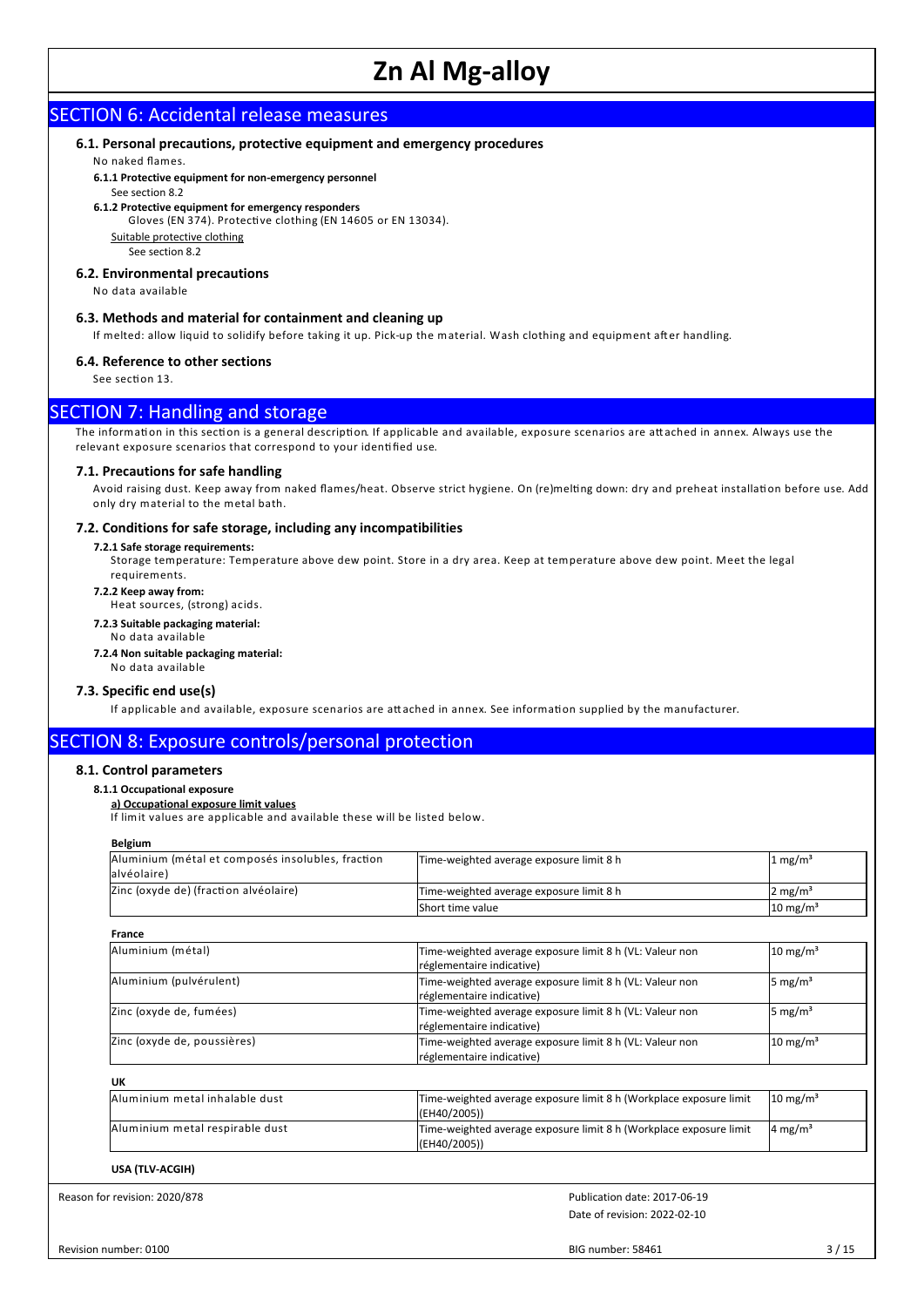## SECTION 6: Accidental release measures

### 6.1. Personal precautions, protective equipment and emergency procedures

No naked flames.

**6.1.1 Protective equipment for non-emergency personnel**

See section 8.2

**6.1.2 Protective equipment for emergency responders**

Gloves (EN 374). Protective clothing (EN 14605 or EN 13034).

Suitable protective clothing

See section 8.2

### 6.2. Environmental precautions

No data available

### 6.3. Methods and material for containment and cleaning up

If melted: allow liquid to solidify before taking it up. Pick-up the material. Wash clothing and equipment after handling.

### 6.4. Reference to other sections

See section 13.

## SECTION 7: Handling and storage

The information in this section is a general description. If applicable and available, exposure scenarios are attached in annex. Always use the relevant exposure scenarios that correspond to your identified use.

### 7.1. Precautions for safe handling

Avoid raising dust. Keep away from naked flames/heat. Observe strict hygiene. On (re)melting down: dry and preheat installation before use. Add only dry material to the metal bath.

### 7.2. Conditions for safe storage, including any incompatibilities

**7.2.1 Safe storage requirements:**

Storage temperature: Temperature above dew point. Store in a dry area. Keep at temperature above dew point. Meet the legal requirements.

**7.2.2 Keep away from:**

Heat sources, (strong) acids.

**7.2.3 Suitable packaging material:**

No data available

**7.2.4 Non suitable packaging material:**

No data available

### 7.3. Specific end use(s)

If applicable and available, exposure scenarios are attached in annex. See information supplied by the manufacturer.

## SECTION 8: Exposure controls/personal protection

### 8.1. Control parameters

**8.1.1 Occupational exposure**

**a) Occupational exposure limit values**

If limit values are applicable and available these will be listed below.

**Belgium**

| | | |
|---|---|---|
| Aluminium (métal et composés insolubles, fraction alvéolaire) | Time-weighted average exposure limit 8 h | 1 mg/m³ |
| Zinc (oxyde de) (fraction alvéolaire) | Time-weighted average exposure limit 8 h | 2 mg/m³ |
| | Short time value | 10 mg/m³ |

**France**

| | | |
|---|---|---|
| Aluminium (métal) | Time-weighted average exposure limit 8 h (VL: Valeur non réglementaire indicative) | 10 mg/m³ |
| Aluminium (pulvérulent) | Time-weighted average exposure limit 8 h (VL: Valeur non réglementaire indicative) | 5 mg/m³ |
| Zinc (oxyde de, fumées) | Time-weighted average exposure limit 8 h (VL: Valeur non réglementaire indicative) | 5 mg/m³ |
| Zinc (oxyde de, poussières) | Time-weighted average exposure limit 8 h (VL: Valeur non réglementaire indicative) | 10 mg/m³ |

**UK**

| | | |
|---|---|---|
| Aluminium metal inhalable dust | Time-weighted average exposure limit 8 h (Workplace exposure limit (EH40/2005)) | 10 mg/m³ |
| Aluminium metal respirable dust | Time-weighted average exposure limit 8 h (Workplace exposure limit (EH40/2005)) | 4 mg/m³ |

**USA (TLV-ACGIH)**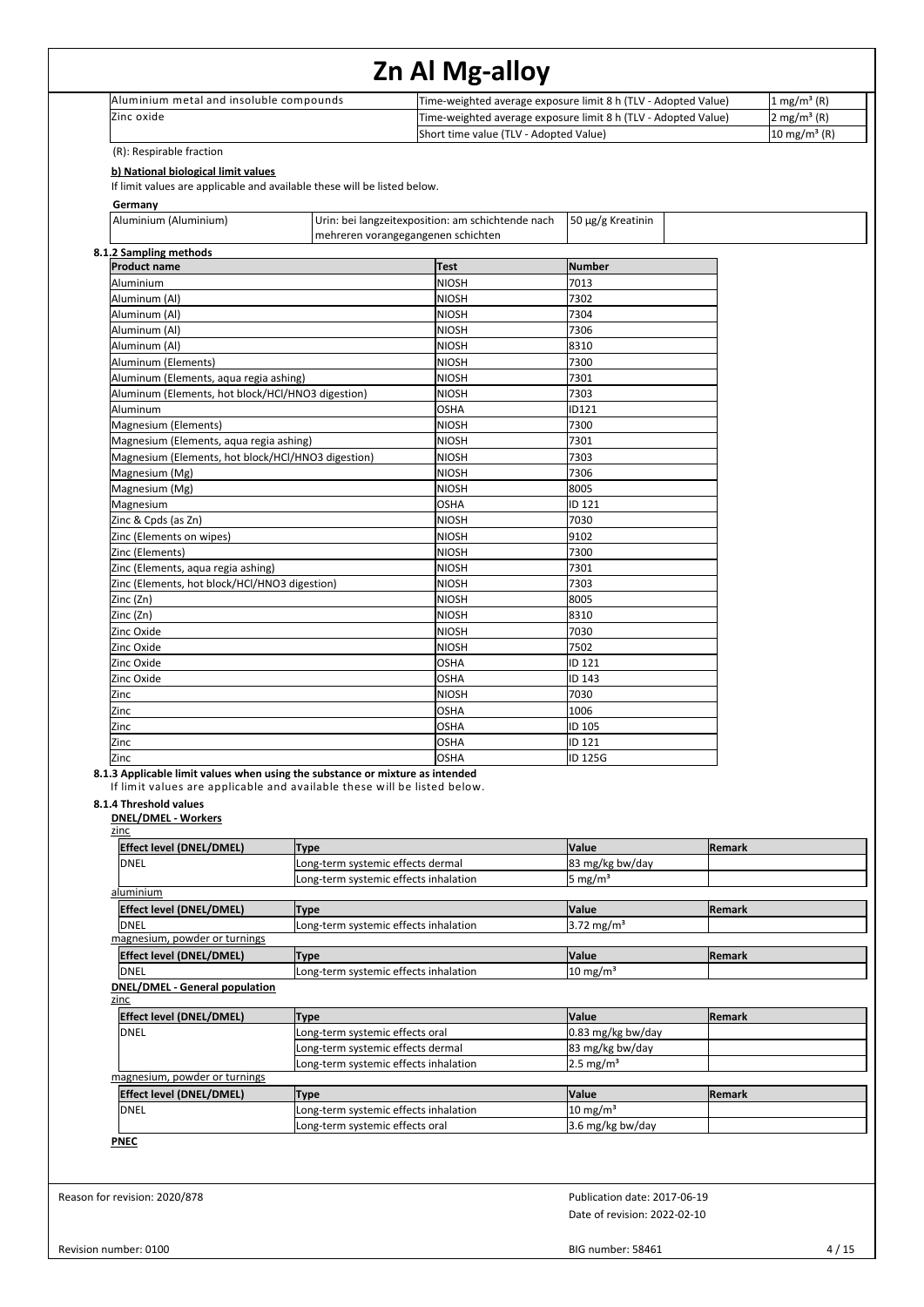| | | |
|---|---|---|
| Aluminium metal and insoluble compounds | Time-weighted average exposure limit 8 h (TLV - Adopted Value) | 1 mg/m³ (R) |
| Zinc oxide | Time-weighted average exposure limit 8 h (TLV - Adopted Value) | 2 mg/m³ (R) |
| | Short time value (TLV - Adopted Value) | 10 mg/m³ (R) |

(R): Respirable fraction

**b) National biological limit values**

If limit values are applicable and available these will be listed below.

**Germany**

| | | | |
|---|---|---|---|
| Aluminium (Aluminium) | Urin: bei langzeitexposition: am schichtende nach mehreren vorangegangenen schichten | 50 µg/g Kreatinin | |

**8.1.2 Sampling methods**

| Product name | Test | Number |
|---|---|---|
| Aluminium | NIOSH | 7013 |
| Aluminum (Al) | NIOSH | 7302 |
| Aluminum (Al) | NIOSH | 7304 |
| Aluminum (Al) | NIOSH | 7306 |
| Aluminum (Al) | NIOSH | 8310 |
| Aluminum (Elements) | NIOSH | 7300 |
| Aluminum (Elements, aqua regia ashing) | NIOSH | 7301 |
| Aluminum (Elements, hot block/HCl/HNO3 digestion) | NIOSH | 7303 |
| Aluminum | OSHA | ID121 |
| Magnesium (Elements) | NIOSH | 7300 |
| Magnesium (Elements, aqua regia ashing) | NIOSH | 7301 |
| Magnesium (Elements, hot block/HCl/HNO3 digestion) | NIOSH | 7303 |
| Magnesium (Mg) | NIOSH | 7306 |
| Magnesium (Mg) | NIOSH | 8005 |
| Magnesium | OSHA | ID 121 |
| Zinc & Cpds (as Zn) | NIOSH | 7030 |
| Zinc (Elements on wipes) | NIOSH | 9102 |
| Zinc (Elements) | NIOSH | 7300 |
| Zinc (Elements, aqua regia ashing) | NIOSH | 7301 |
| Zinc (Elements, hot block/HCl/HNO3 digestion) | NIOSH | 7303 |
| Zinc (Zn) | NIOSH | 8005 |
| Zinc (Zn) | NIOSH | 8310 |
| Zinc Oxide | NIOSH | 7030 |
| Zinc Oxide | NIOSH | 7502 |
| Zinc Oxide | OSHA | ID 121 |
| Zinc Oxide | OSHA | ID 143 |
| Zinc | NIOSH | 7030 |
| Zinc | OSHA | 1006 |
| Zinc | OSHA | ID 105 |
| Zinc | OSHA | ID 121 |
| Zinc | OSHA | ID 125G |

**8.1.3 Applicable limit values when using the substance or mixture as intended**

If limit values are applicable and available these will be listed below.

**8.1.4 Threshold values**

**DNEL/DMEL - Workers**

zinc

| Effect level (DNEL/DMEL) | Type | Value | Remark |
|---|---|---|---|
| DNEL | Long-term systemic effects dermal | 83 mg/kg bw/day | |
| | Long-term systemic effects inhalation | 5 mg/m³ | |

aluminium

| Effect level (DNEL/DMEL) | Type | Value | Remark |
|---|---|---|---|
| DNEL | Long-term systemic effects inhalation | 3.72 mg/m³ | |

magnesium, powder or turnings

| Effect level (DNEL/DMEL) | Type | Value | Remark |
|---|---|---|---|
| DNEL | Long-term systemic effects inhalation | 10 mg/m³ | |

**DNEL/DMEL - General population**

zinc

| Effect level (DNEL/DMEL) | Type | Value | Remark |
|---|---|---|---|
| DNEL | Long-term systemic effects oral | 0.83 mg/kg bw/day | |
| | Long-term systemic effects dermal | 83 mg/kg bw/day | |
| | Long-term systemic effects inhalation | 2.5 mg/m³ | |

magnesium, powder or turnings

| Effect level (DNEL/DMEL) | Type | Value | Remark |
|---|---|---|---|
| DNEL | Long-term systemic effects inhalation | 10 mg/m³ | |
| | Long-term systemic effects oral | 3.6 mg/kg bw/day | |

**PNEC**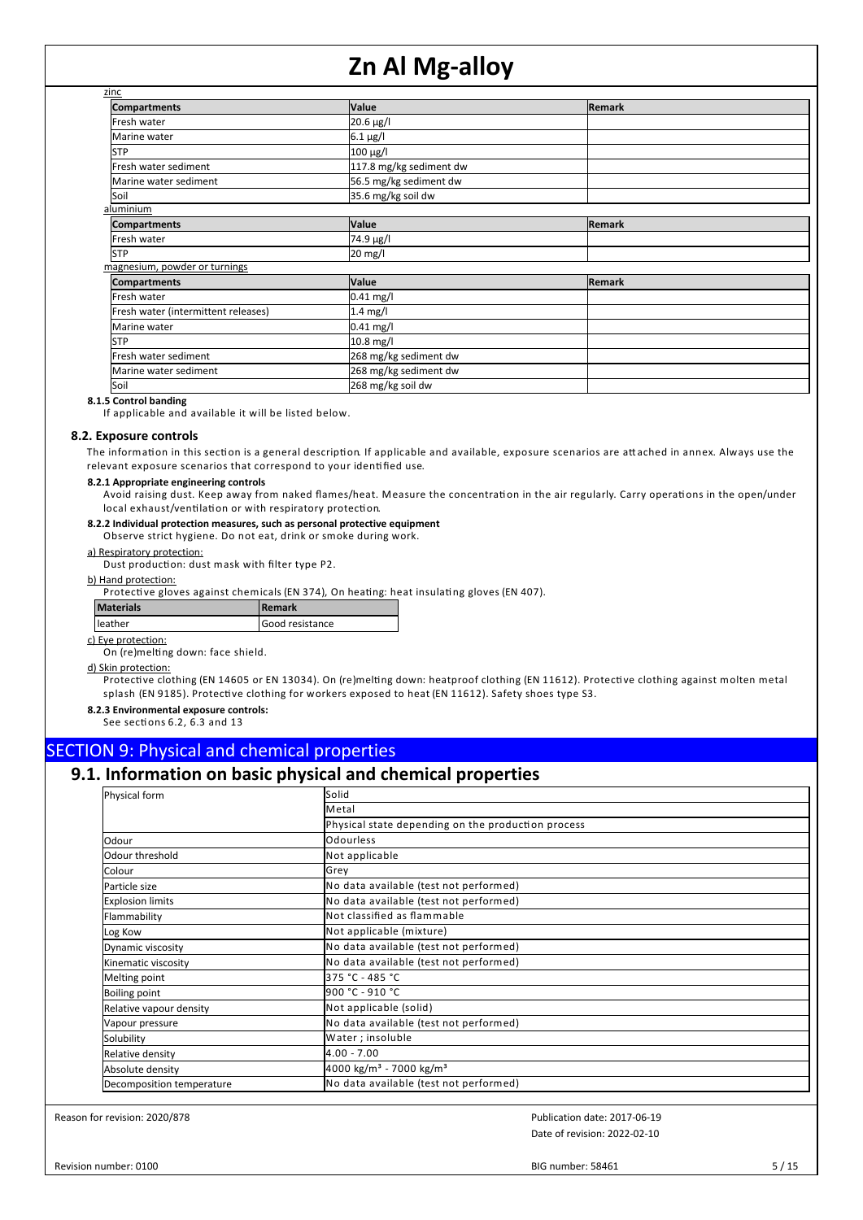zinc

| Compartments | Value | Remark |
| --- | --- | --- |
| Fresh water | 20.6 µg/l | |
| Marine water | 6.1 µg/l | |
| STP | 100 µg/l | |
| Fresh water sediment | 117.8 mg/kg sediment dw | |
| Marine water sediment | 56.5 mg/kg sediment dw | |
| Soil | 35.6 mg/kg soil dw | |

aluminium

| Compartments | Value | Remark |
| --- | --- | --- |
| Fresh water | 74.9 µg/l | |
| STP | 20 mg/l | |

magnesium, powder or turnings

| Compartments | Value | Remark |
| --- | --- | --- |
| Fresh water | 0.41 mg/l | |
| Fresh water (intermittent releases) | 1.4 mg/l | |
| Marine water | 0.41 mg/l | |
| STP | 10.8 mg/l | |
| Fresh water sediment | 268 mg/kg sediment dw | |
| Marine water sediment | 268 mg/kg sediment dw | |
| Soil | 268 mg/kg soil dw | |

**8.1.5 Control banding**

If applicable and available it will be listed below.

### 8.2. Exposure controls

The information in this section is a general description. If applicable and available, exposure scenarios are attached in annex. Always use the relevant exposure scenarios that correspond to your identified use.

**8.2.1 Appropriate engineering controls**

Avoid raising dust. Keep away from naked flames/heat. Measure the concentration in the air regularly. Carry operations in the open/under local exhaust/ventilation or with respiratory protection.

**8.2.2 Individual protection measures, such as personal protective equipment**

Observe strict hygiene. Do not eat, drink or smoke during work.

a) Respiratory protection:

Dust production: dust mask with filter type P2.

b) Hand protection:

Protective gloves against chemicals (EN 374), On heating: heat insulating gloves (EN 407).

| Materials | Remark |
| --- | --- |
| leather | Good resistance |

c) Eye protection:

On (re)melting down: face shield.

d) Skin protection:

Protective clothing (EN 14605 or EN 13034). On (re)melting down: heatproof clothing (EN 11612). Protective clothing against molten metal splash (EN 9185). Protective clothing for workers exposed to heat (EN 11612). Safety shoes type S3.

**8.2.3 Environmental exposure controls:**

See sections 6.2, 6.3 and 13

## SECTION 9: Physical and chemical properties

## 9.1. Information on basic physical and chemical properties

| Physical form | Solid |
| --- | --- |
| | Metal |
| | Physical state depending on the production process |
| Odour | Odourless |
| Odour threshold | Not applicable |
| Colour | Grey |
| Particle size | No data available (test not performed) |
| Explosion limits | No data available (test not performed) |
| Flammability | Not classified as flammable |
| Log Kow | Not applicable (mixture) |
| Dynamic viscosity | No data available (test not performed) |
| Kinematic viscosity | No data available (test not performed) |
| Melting point | 375 °C - 485 °C |
| Boiling point | 900 °C - 910 °C |
| Relative vapour density | Not applicable (solid) |
| Vapour pressure | No data available (test not performed) |
| Solubility | Water ; insoluble |
| Relative density | 4.00 - 7.00 |
| Absolute density | 4000 kg/m³ - 7000 kg/m³ |
| Decomposition temperature | No data available (test not performed) |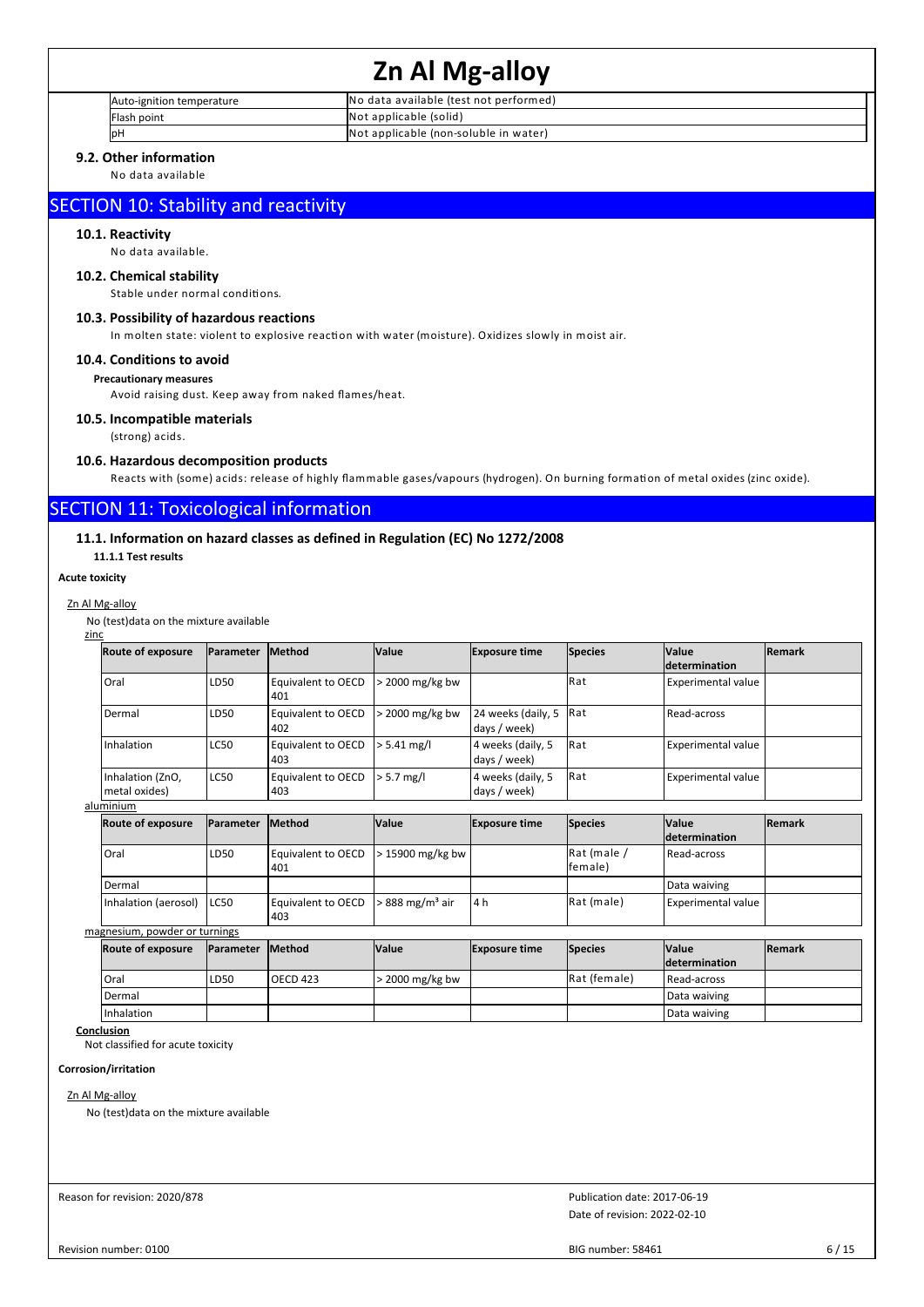| | |
|---|---|
| Auto-ignition temperature | No data available (test not performed) |
| Flash point | Not applicable (solid) |
| pH | Not applicable (non-soluble in water) |

### 9.2. Other information

No data available

## SECTION 10: Stability and reactivity

### 10.1. Reactivity

No data available.

### 10.2. Chemical stability

Stable under normal conditions.

### 10.3. Possibility of hazardous reactions

In molten state: violent to explosive reaction with water (moisture). Oxidizes slowly in moist air.

### 10.4. Conditions to avoid

**Precautionary measures**

Avoid raising dust. Keep away from naked flames/heat.

### 10.5. Incompatible materials

(strong) acids.

### 10.6. Hazardous decomposition products

Reacts with (some) acids: release of highly flammable gases/vapours (hydrogen). On burning formation of metal oxides (zinc oxide).

## SECTION 11: Toxicological information

### 11.1. Information on hazard classes as defined in Regulation (EC) No 1272/2008

**11.1.1 Test results**

**Acute toxicity**

Zn Al Mg-alloy

No (test)data on the mixture available

zinc

| Route of exposure | Parameter | Method | Value | Exposure time | Species | Value determination | Remark |
|---|---|---|---|---|---|---|---|
| Oral | LD50 | Equivalent to OECD 401 | > 2000 mg/kg bw | | Rat | Experimental value | |
| Dermal | LD50 | Equivalent to OECD 402 | > 2000 mg/kg bw | 24 weeks (daily, 5 days / week) | Rat | Read-across | |
| Inhalation | LC50 | Equivalent to OECD 403 | > 5.41 mg/l | 4 weeks (daily, 5 days / week) | Rat | Experimental value | |
| Inhalation (ZnO, metal oxides) | LC50 | Equivalent to OECD 403 | > 5.7 mg/l | 4 weeks (daily, 5 days / week) | Rat | Experimental value | |

aluminium

| Route of exposure | Parameter | Method | Value | Exposure time | Species | Value determination | Remark |
|---|---|---|---|---|---|---|---|
| Oral | LD50 | Equivalent to OECD 401 | > 15900 mg/kg bw | | Rat (male / female) | Read-across | |
| Dermal | | | | | | Data waiving | |
| Inhalation (aerosol) | LC50 | Equivalent to OECD 403 | > 888 $mg/m^3$ air | 4 h | Rat (male) | Experimental value | |

magnesium, powder or turnings

| Route of exposure | Parameter | Method | Value | Exposure time | Species | Value determination | Remark |
|---|---|---|---|---|---|---|---|
| Oral | LD50 | OECD 423 | > 2000 mg/kg bw | | Rat (female) | Read-across | |
| Dermal | | | | | | Data waiving | |
| Inhalation | | | | | | Data waiving | |

Conclusion

Not classified for acute toxicity

**Corrosion/irritation**

Zn Al Mg-alloy

No (test)data on the mixture available

Reason for revision: 2020/878

Publication date: 2017-06-19

Date of revision: 2022-02-10

Revision number: 0100

BIG number: 58461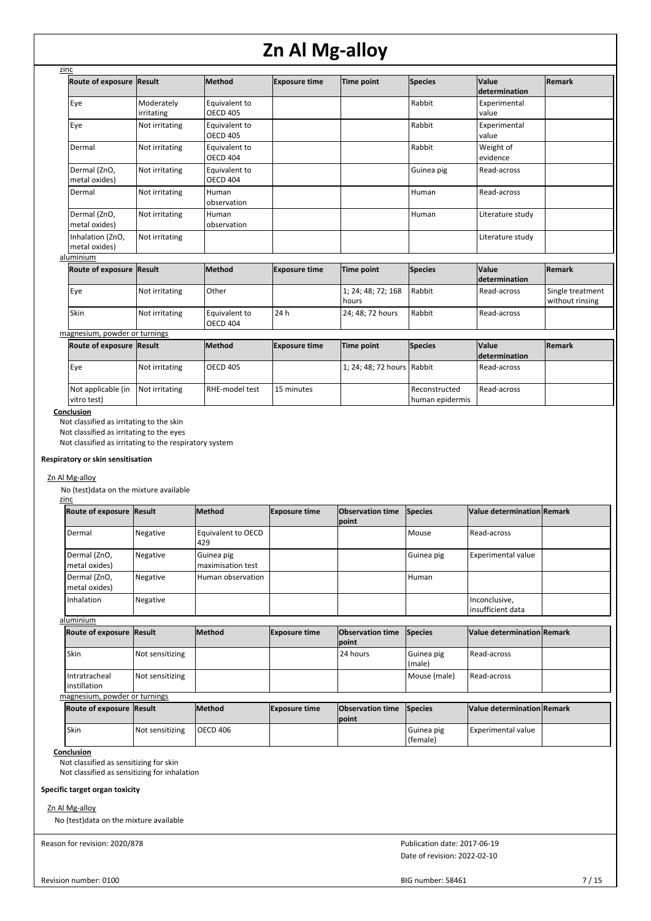zinc

| Route of exposure | Result | Method | Exposure time | Time point | Species | Value determination | Remark |
|---|---|---|---|---|---|---|---|
| Eye | Moderately irritating | Equivalent to OECD 405 | | | Rabbit | Experimental value | |
| Eye | Not irritating | Equivalent to OECD 405 | | | Rabbit | Experimental value | |
| Dermal | Not irritating | Equivalent to OECD 404 | | | Rabbit | Weight of evidence | |
| Dermal (ZnO, metal oxides) | Not irritating | Equivalent to OECD 404 | | | Guinea pig | Read-across | |
| Dermal | Not irritating | Human observation | | | Human | Read-across | |
| Dermal (ZnO, metal oxides) | Not irritating | Human observation | | | Human | Literature study | |
| Inhalation (ZnO, metal oxides) | Not irritating | | | | | Literature study | |

aluminium

| Route of exposure | Result | Method | Exposure time | Time point | Species | Value determination | Remark |
|---|---|---|---|---|---|---|---|
| Eye | Not irritating | Other | | 1; 24; 48; 72; 168 hours | Rabbit | Read-across | Single treatment without rinsing |
| Skin | Not irritating | Equivalent to OECD 404 | 24 h | 24; 48; 72 hours | Rabbit | Read-across | |

magnesium, powder or turnings

| Route of exposure | Result | Method | Exposure time | Time point | Species | Value determination | Remark |
|---|---|---|---|---|---|---|---|
| Eye | Not irritating | OECD 405 | | 1; 24; 48; 72 hours | Rabbit | Read-across | |
| Not applicable (in vitro test) | Not irritating | RHE-model test | 15 minutes | | Reconstructed human epidermis | Read-across | |

**Conclusion**

Not classified as irritating to the skin
Not classified as irritating to the eyes
Not classified as irritating to the respiratory system

**Respiratory or skin sensitisation**

Zn Al Mg-alloy

No (test)data on the mixture available

zinc

| Route of exposure | Result | Method | Exposure time | Observation time point | Species | Value determination | Remark |
|---|---|---|---|---|---|---|---|
| Dermal | Negative | Equivalent to OECD 429 | | | Mouse | Read-across | |
| Dermal (ZnO, metal oxides) | Negative | Guinea pig maximisation test | | | Guinea pig | Experimental value | |
| Dermal (ZnO, metal oxides) | Negative | Human observation | | | Human | | |
| Inhalation | Negative | | | | | Inconclusive, insufficient data | |

aluminium

| Route of exposure | Result | Method | Exposure time | Observation time point | Species | Value determination | Remark |
|---|---|---|---|---|---|---|---|
| Skin | Not sensitizing | | | 24 hours | Guinea pig (male) | Read-across | |
| Intratracheal instillation | Not sensitizing | | | | Mouse (male) | Read-across | |

magnesium, powder or turnings

| Route of exposure | Result | Method | Exposure time | Observation time point | Species | Value determination | Remark |
|---|---|---|---|---|---|---|---|
| Skin | Not sensitizing | OECD 406 | | | Guinea pig (female) | Experimental value | |

**Conclusion**

Not classified as sensitizing for skin
Not classified as sensitizing for inhalation

**Specific target organ toxicity**

Zn Al Mg-alloy

No (test)data on the mixture available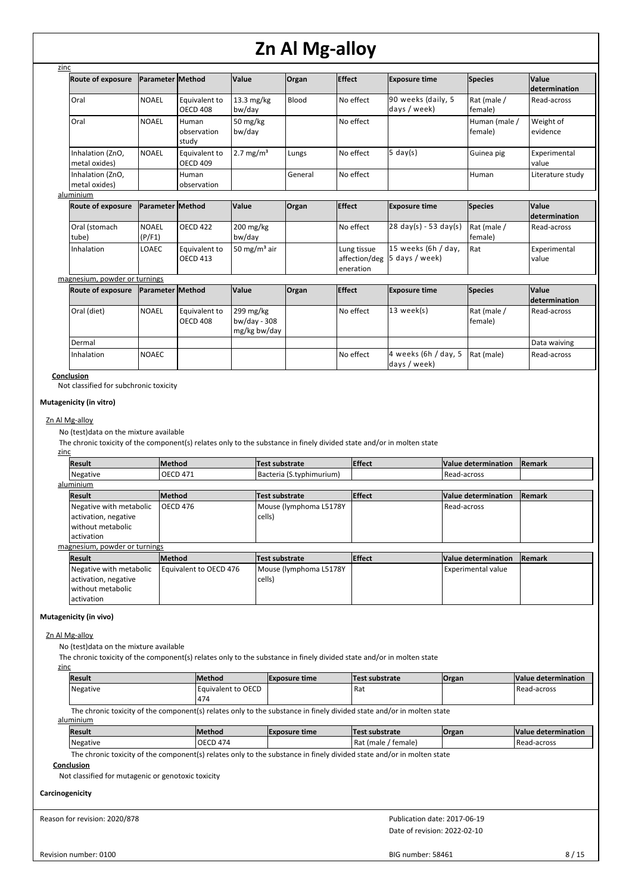zinc

| Route of exposure | Parameter | Method | Value | Organ | Effect | Exposure time | Species | Value determination |
|---|---|---|---|---|---|---|---|---|
| Oral | NOAEL | Equivalent to OECD 408 | 13.3 mg/kg bw/day | Blood | No effect | 90 weeks (daily, 5 days / week) | Rat (male / female) | Read-across |
| Oral | NOAEL | Human observation study | 50 mg/kg bw/day | | No effect | | Human (male / female) | Weight of evidence |
| Inhalation (ZnO, metal oxides) | NOAEL | Equivalent to OECD 409 | 2.7 mg/m³ | Lungs | No effect | 5 day(s) | Guinea pig | Experimental value |
| Inhalation (ZnO, metal oxides) | | Human observation | | General | No effect | | Human | Literature study |

aluminium

| Route of exposure | Parameter | Method | Value | Organ | Effect | Exposure time | Species | Value determination |
|---|---|---|---|---|---|---|---|---|
| Oral (stomach tube) | NOAEL (P/F1) | OECD 422 | 200 mg/kg bw/day | | No effect | 28 day(s) - 53 day(s) | Rat (male / female) | Read-across |
| Inhalation | LOAEC | Equivalent to OECD 413 | 50 mg/m³ air | | Lung tissue affection/degeneration | 15 weeks (6h / day, 5 days / week) | Rat | Experimental value |

magnesium, powder or turnings

| Route of exposure | Parameter | Method | Value | Organ | Effect | Exposure time | Species | Value determination |
|---|---|---|---|---|---|---|---|---|
| Oral (diet) | NOAEL | Equivalent to OECD 408 | 299 mg/kg bw/day - 308 mg/kg bw/day | | No effect | 13 week(s) | Rat (male / female) | Read-across |
| Dermal | | | | | | | | Data waiving |
| Inhalation | NOAEC | | | | No effect | 4 weeks (6h / day, 5 days / week) | Rat (male) | Read-across |

**Conclusion**

Not classified for subchronic toxicity

**Mutagenicity (in vitro)**

Zn Al Mg-alloy

No (test)data on the mixture available

The chronic toxicity of the component(s) relates only to the substance in finely divided state and/or in molten state

zinc

| Result | Method | Test substrate | Effect | Value determination | Remark |
|---|---|---|---|---|---|
| Negative | OECD 471 | Bacteria (S.typhimurium) | | Read-across | |

aluminium

| Result | Method | Test substrate | Effect | Value determination | Remark |
|---|---|---|---|---|---|
| Negative with metabolic activation, negative without metabolic activation | OECD 476 | Mouse (lymphoma L5178Y cells) | | Read-across | |

magnesium, powder or turnings

| Result | Method | Test substrate | Effect | Value determination | Remark |
|---|---|---|---|---|---|
| Negative with metabolic activation, negative without metabolic activation | Equivalent to OECD 476 | Mouse (lymphoma L5178Y cells) | | Experimental value | |

**Mutagenicity (in vivo)**

Zn Al Mg-alloy

No (test)data on the mixture available

The chronic toxicity of the component(s) relates only to the substance in finely divided state and/or in molten state

zinc

| Result | Method | Exposure time | Test substrate | Organ | Value determination |
|---|---|---|---|---|---|
| Negative | Equivalent to OECD 474 | | Rat | | Read-across |

The chronic toxicity of the component(s) relates only to the substance in finely divided state and/or in molten state

aluminium

| Result | Method | Exposure time | Test substrate | Organ | Value determination |
|---|---|---|---|---|---|
| Negative | OECD 474 | | Rat (male / female) | | Read-across |

The chronic toxicity of the component(s) relates only to the substance in finely divided state and/or in molten state

**Conclusion**

Not classified for mutagenic or genotoxic toxicity

**Carcinogenicity**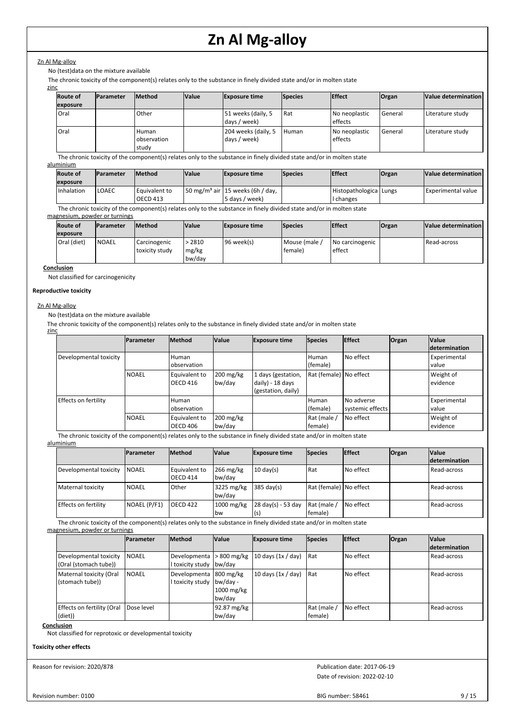Zn Al Mg-alloy

No (test)data on the mixture available

The chronic toxicity of the component(s) relates only to the substance in finely divided state and/or in molten state

zinc

| Route of exposure | Parameter | Method | Value | Exposure time | Species | Effect | Organ | Value determination |
|---|---|---|---|---|---|---|---|---|
| Oral | | Other | | 51 weeks (daily, 5 days / week) | Rat | No neoplastic effects | General | Literature study |
| Oral | | Human observation study | | 204 weeks (daily, 5 days / week) | Human | No neoplastic effects | General | Literature study |

The chronic toxicity of the component(s) relates only to the substance in finely divided state and/or in molten state

aluminium

| Route of exposure | Parameter | Method | Value | Exposure time | Species | Effect | Organ | Value determination |
|---|---|---|---|---|---|---|---|---|
| Inhalation | LOAEC | Equivalent to OECD 413 | 50 mg/m³ air | 15 weeks (6h / day, 5 days / week) | | Histopathological changes | Lungs | Experimental value |

The chronic toxicity of the component(s) relates only to the substance in finely divided state and/or in molten state

magnesium, powder or turnings

| Route of exposure | Parameter | Method | Value | Exposure time | Species | Effect | Organ | Value determination |
|---|---|---|---|---|---|---|---|---|
| Oral (diet) | NOAEL | Carcinogenic toxicity study | > 2810 mg/kg bw/day | 96 week(s) | Mouse (male / female) | No carcinogenic effect | | Read-across |

**Conclusion**

Not classified for carcinogenicity

**Reproductive toxicity**

Zn Al Mg-alloy

No (test)data on the mixture available

The chronic toxicity of the component(s) relates only to the substance in finely divided state and/or in molten state

zinc

| | Parameter | Method | Value | Exposure time | Species | Effect | Organ | Value determination |
|---|---|---|---|---|---|---|---|---|
| Developmental toxicity | | Human observation | | | Human (female) | No effect | | Experimental value |
| | NOAEL | Equivalent to OECD 416 | 200 mg/kg bw/day | 1 days (gestation, daily) - 18 days (gestation, daily) | Rat (female) | No effect | | Weight of evidence |
| Effects on fertility | | Human observation | | | Human (female) | No adverse systemic effects | | Experimental value |
| | NOAEL | Equivalent to OECD 406 | 200 mg/kg bw/day | | Rat (male / female) | No effect | | Weight of evidence |

The chronic toxicity of the component(s) relates only to the substance in finely divided state and/or in molten state

aluminium

| | Parameter | Method | Value | Exposure time | Species | Effect | Organ | Value determination |
|---|---|---|---|---|---|---|---|---|
| Developmental toxicity | NOAEL | Equivalent to OECD 414 | 266 mg/kg bw/day | 10 day(s) | Rat | No effect | | Read-across |
| Maternal toxicity | NOAEL | Other | 3225 mg/kg bw/day | 385 day(s) | Rat (female) | No effect | | Read-across |
| Effects on fertility | NOAEL (P/F1) | OECD 422 | 1000 mg/kg bw | 28 day(s) - 53 day(s) | Rat (male / female) | No effect | | Read-across |

The chronic toxicity of the component(s) relates only to the substance in finely divided state and/or in molten state

magnesium, powder or turnings

| | Parameter | Method | Value | Exposure time | Species | Effect | Organ | Value determination |
|---|---|---|---|---|---|---|---|---|
| Developmental toxicity (Oral (stomach tube)) | NOAEL | Developmental toxicity study | > 800 mg/kg bw/day | 10 days (1x / day) | Rat | No effect | | Read-across |
| Maternal toxicity (Oral (stomach tube)) | NOAEL | Developmental toxicity study | 800 mg/kg bw/day - 1000 mg/kg bw/day | 10 days (1x / day) | Rat | No effect | | Read-across |
| Effects on fertility (Oral (diet)) | Dose level | | 92.87 mg/kg bw/day | | Rat (male / female) | No effect | | Read-across |

**Conclusion**

Not classified for reprotoxic or developmental toxicity

**Toxicity other effects**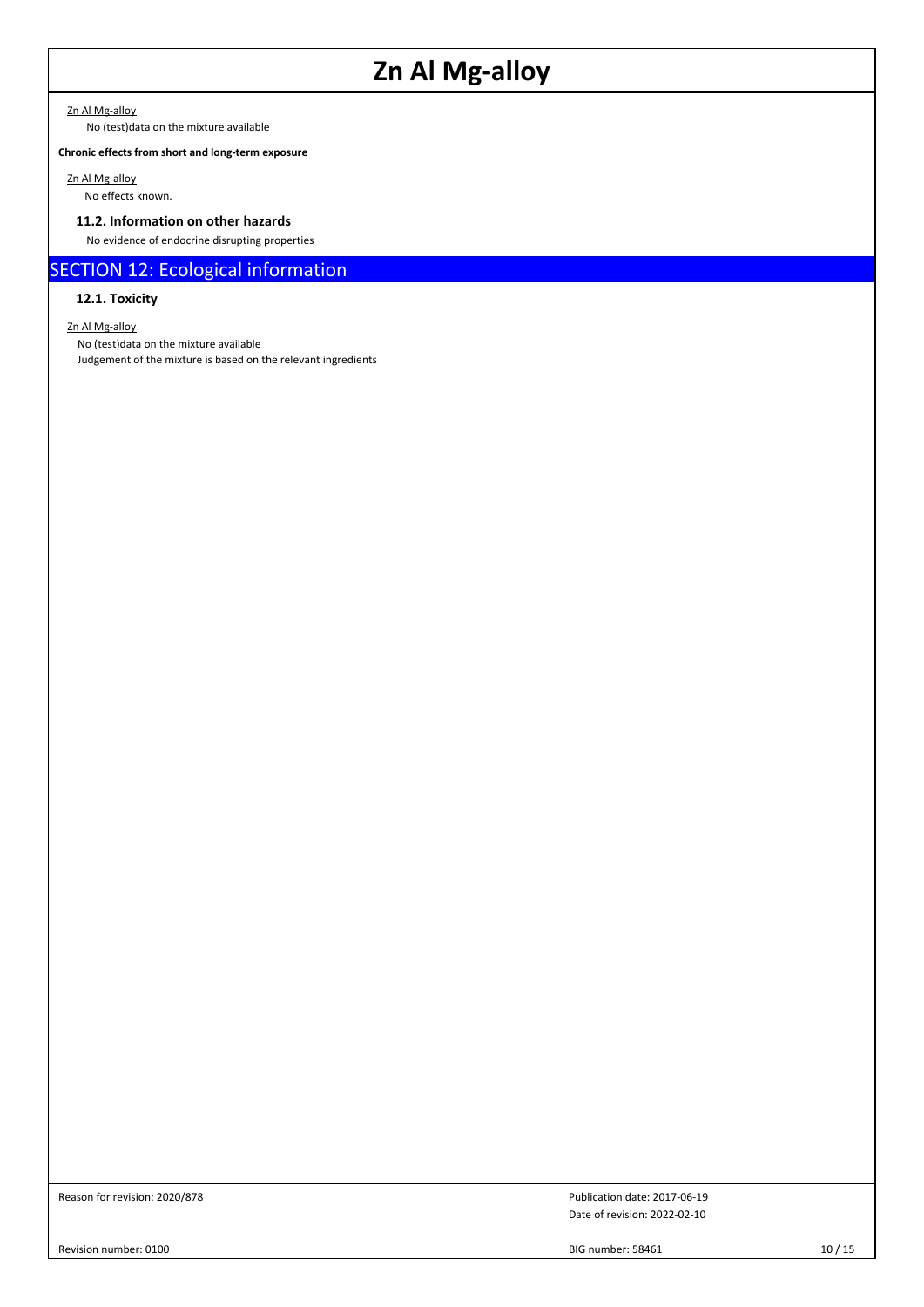Zn Al Mg-alloy

No (test)data on the mixture available

**Chronic effects from short and long-term exposure**

Zn Al Mg-alloy

No effects known.

### 11.2. Information on other hazards

No evidence of endocrine disrupting properties

## SECTION 12: Ecological information

### 12.1. Toxicity

Zn Al Mg-alloy

No (test)data on the mixture available

Judgement of the mixture is based on the relevant ingredients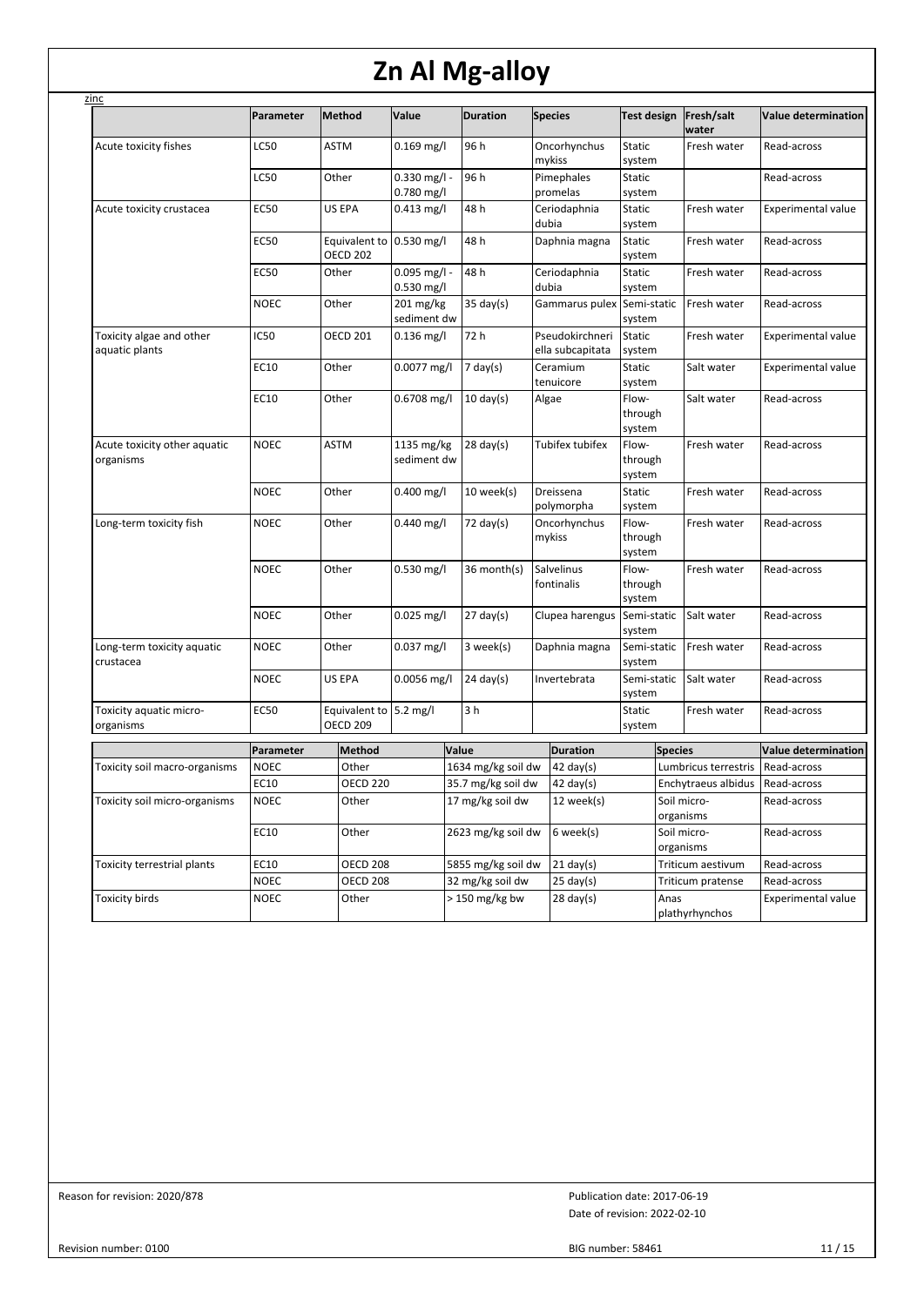zinc

| | Parameter | Method | Value | Duration | Species | Test design | Fresh/salt water | Value determination |
|---|---|---|---|---|---|---|---|---|
| Acute toxicity fishes | LC50 | ASTM | 0.169 mg/l | 96 h | Oncorhynchus mykiss | Static system | Fresh water | Read-across |
| | LC50 | Other | 0.330 mg/l - 0.780 mg/l | 96 h | Pimephales promelas | Static system | | Read-across |
| Acute toxicity crustacea | EC50 | US EPA | 0.413 mg/l | 48 h | Ceriodaphnia dubia | Static system | Fresh water | Experimental value |
| | EC50 | Equivalent to OECD 202 | 0.530 mg/l | 48 h | Daphnia magna | Static system | Fresh water | Read-across |
| | EC50 | Other | 0.095 mg/l - 0.530 mg/l | 48 h | Ceriodaphnia dubia | Static system | Fresh water | Read-across |
| | NOEC | Other | 201 mg/kg sediment dw | 35 day(s) | Gammarus pulex | Semi-static system | Fresh water | Read-across |
| Toxicity algae and other aquatic plants | IC50 | OECD 201 | 0.136 mg/l | 72 h | Pseudokirchneriella subcapitata | Static system | Fresh water | Experimental value |
| | EC10 | Other | 0.0077 mg/l | 7 day(s) | Ceramium tenuicore | Static system | Salt water | Experimental value |
| | EC10 | Other | 0.6708 mg/l | 10 day(s) | Algae | Flow-through system | Salt water | Read-across |
| Acute toxicity other aquatic organisms | NOEC | ASTM | 1135 mg/kg sediment dw | 28 day(s) | Tubifex tubifex | Flow-through system | Fresh water | Read-across |
| | NOEC | Other | 0.400 mg/l | 10 week(s) | Dreissena polymorpha | Static system | Fresh water | Read-across |
| Long-term toxicity fish | NOEC | Other | 0.440 mg/l | 72 day(s) | Oncorhynchus mykiss | Flow-through system | Fresh water | Read-across |
| | NOEC | Other | 0.530 mg/l | 36 month(s) | Salvelinus fontinalis | Flow-through system | Fresh water | Read-across |
| | NOEC | Other | 0.025 mg/l | 27 day(s) | Clupea harengus | Semi-static system | Salt water | Read-across |
| Long-term toxicity aquatic crustacea | NOEC | Other | 0.037 mg/l | 3 week(s) | Daphnia magna | Semi-static system | Fresh water | Read-across |
| | NOEC | US EPA | 0.0056 mg/l | 24 day(s) | Invertebrata | Semi-static system | Salt water | Read-across |
| Toxicity aquatic micro-organisms | EC50 | Equivalent to OECD 209 | 5.2 mg/l | 3 h | | Static system | Fresh water | Read-across |

| | Parameter | Method | Value | Duration | Species | Value determination |
|---|---|---|---|---|---|---|
| Toxicity soil macro-organisms | NOEC | Other | 1634 mg/kg soil dw | 42 day(s) | Lumbricus terrestris | Read-across |
| | EC10 | OECD 220 | 35.7 mg/kg soil dw | 42 day(s) | Enchytraeus albidus | Read-across |
| Toxicity soil micro-organisms | NOEC | Other | 17 mg/kg soil dw | 12 week(s) | Soil micro-organisms | Read-across |
| | EC10 | Other | 2623 mg/kg soil dw | 6 week(s) | Soil micro-organisms | Read-across |
| Toxicity terrestrial plants | EC10 | OECD 208 | 5855 mg/kg soil dw | 21 day(s) | Triticum aestivum | Read-across |
| | NOEC | OECD 208 | 32 mg/kg soil dw | 25 day(s) | Triticum pratense | Read-across |
| Toxicity birds | NOEC | Other | > 150 mg/kg bw | 28 day(s) | Anas plathyrhynchos | Experimental value |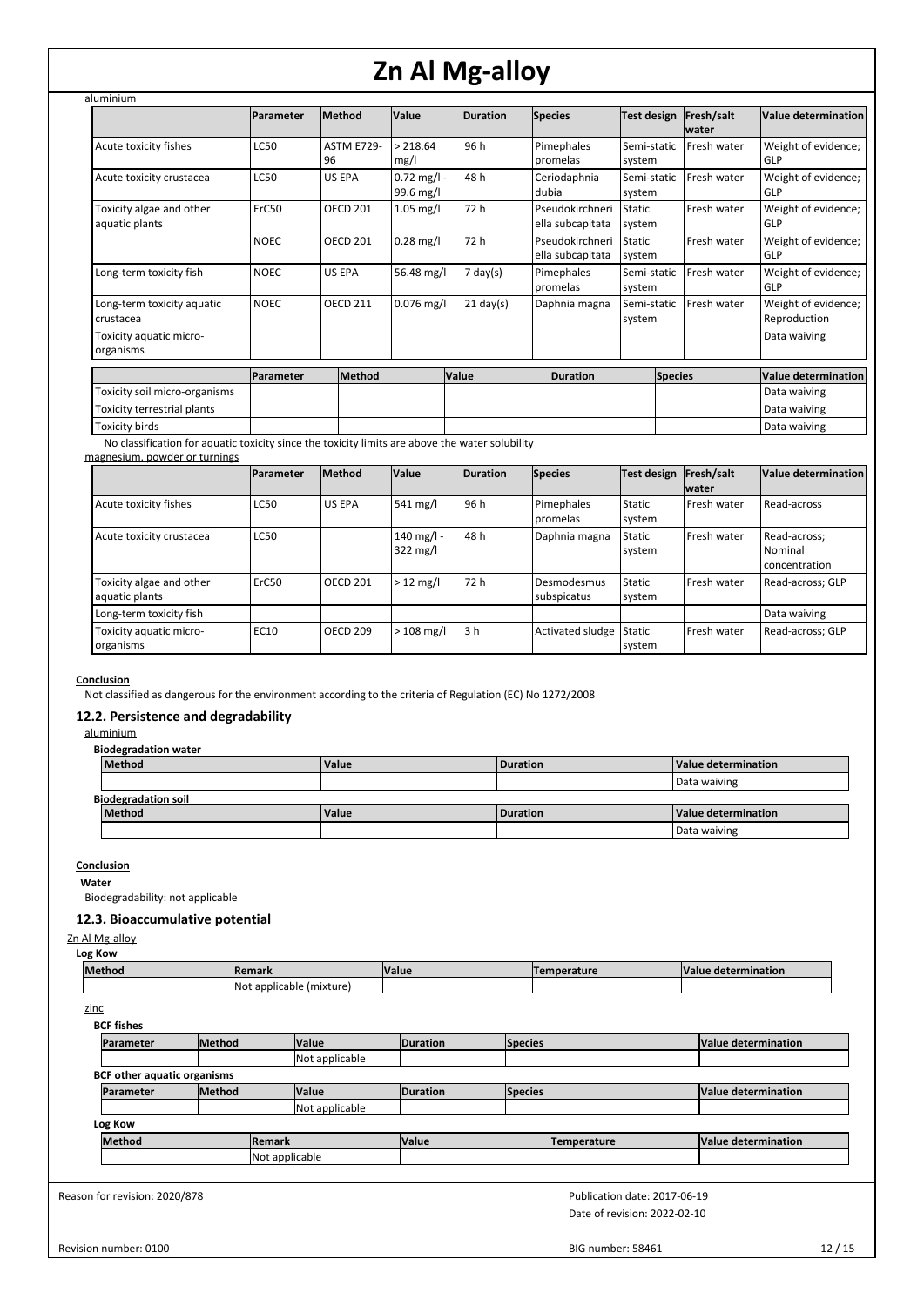aluminium

| | Parameter | Method | Value | Duration | Species | Test design | Fresh/salt water | Value determination |
|---|---|---|---|---|---|---|---|---|
| Acute toxicity fishes | LC50 | ASTM E729-96 | > 218.64 mg/l | 96 h | Pimephales promelas | Semi-static system | Fresh water | Weight of evidence; GLP |
| Acute toxicity crustacea | LC50 | US EPA | 0.72 mg/l - 99.6 mg/l | 48 h | Ceriodaphnia dubia | Semi-static system | Fresh water | Weight of evidence; GLP |
| Toxicity algae and other aquatic plants | ErC50 | OECD 201 | 1.05 mg/l | 72 h | Pseudokirchneriella subcapitata | Static system | Fresh water | Weight of evidence; GLP |
| | NOEC | OECD 201 | 0.28 mg/l | 72 h | Pseudokirchneriella subcapitata | Static system | Fresh water | Weight of evidence; GLP |
| Long-term toxicity fish | NOEC | US EPA | 56.48 mg/l | 7 day(s) | Pimephales promelas | Semi-static system | Fresh water | Weight of evidence; GLP |
| Long-term toxicity aquatic crustacea | NOEC | OECD 211 | 0.076 mg/l | 21 day(s) | Daphnia magna | Semi-static system | Fresh water | Weight of evidence; Reproduction |
| Toxicity aquatic micro-organisms | | | | | | | | Data waiving |

| | Parameter | Method | Value | Duration | Species | Value determination |
|---|---|---|---|---|---|---|
| Toxicity soil micro-organisms | | | | | | Data waiving |
| Toxicity terrestrial plants | | | | | | Data waiving |
| Toxicity birds | | | | | | Data waiving |

No classification for aquatic toxicity since the toxicity limits are above the water solubility

magnesium, powder or turnings

| | Parameter | Method | Value | Duration | Species | Test design | Fresh/salt water | Value determination |
|---|---|---|---|---|---|---|---|---|
| Acute toxicity fishes | LC50 | US EPA | 541 mg/l | 96 h | Pimephales promelas | Static system | Fresh water | Read-across |
| Acute toxicity crustacea | LC50 | | 140 mg/l - 322 mg/l | 48 h | Daphnia magna | Static system | Fresh water | Read-across; Nominal concentration |
| Toxicity algae and other aquatic plants | ErC50 | OECD 201 | > 12 mg/l | 72 h | Desmodesmus subspicatus | Static system | Fresh water | Read-across; GLP |
| Long-term toxicity fish | | | | | | | | Data waiving |
| Toxicity aquatic micro-organisms | EC10 | OECD 209 | > 108 mg/l | 3 h | Activated sludge | Static system | Fresh water | Read-across; GLP |

**Conclusion**

Not classified as dangerous for the environment according to the criteria of Regulation (EC) No 1272/2008

## 12.2. Persistence and degradability

aluminium

**Biodegradation water**

| Method | Value | Duration | Value determination |
|---|---|---|---|
| | | | Data waiving |

**Biodegradation soil**

| Method | Value | Duration | Value determination |
|---|---|---|---|
| | | | Data waiving |

**Conclusion**

**Water**

Biodegradability: not applicable

## 12.3. Bioaccumulative potential

Zn Al Mg-alloy

**Log Kow**

| Method | Remark | Value | Temperature | Value determination |
|---|---|---|---|---|
| | Not applicable (mixture) | | | |

zinc

**BCF fishes**

| Parameter | Method | Value | Duration | Species | Value determination |
|---|---|---|---|---|---|
| | | Not applicable | | | |

**BCF other aquatic organisms**

| Parameter | Method | Value | Duration | Species | Value determination |
|---|---|---|---|---|---|
| | | Not applicable | | | |

**Log Kow**

| Method | Remark | Value | Temperature | Value determination |
|---|---|---|---|---|
| | Not applicable | | | |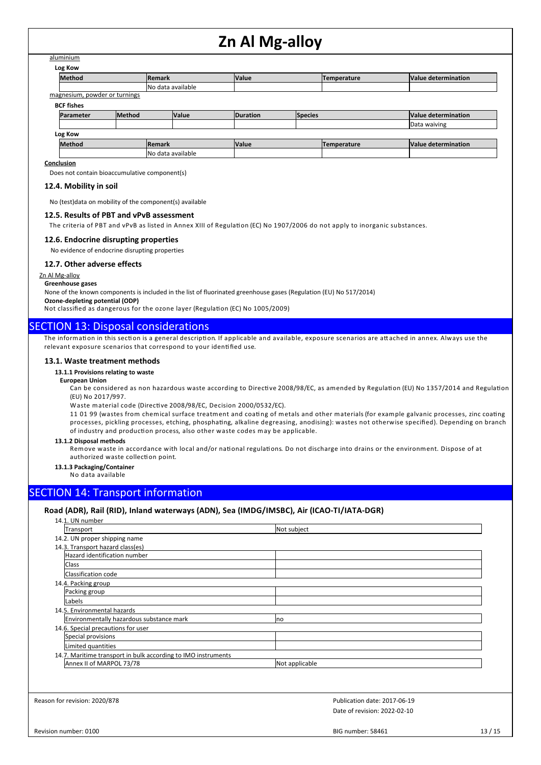aluminium

**Log Kow**

| Method | Remark | Value | Temperature | Value determination |
|---|---|---|---|---|
| | No data available | | | |

magnesium, powder or turnings

**BCF fishes**

| Parameter | Method | Value | Duration | Species | Value determination |
|---|---|---|---|---|---|
| | | | | | Data waiving |

**Log Kow**

| Method | Remark | Value | Temperature | Value determination |
|---|---|---|---|---|
| | No data available | | | |

**Conclusion**

Does not contain bioaccumulative component(s)

### 12.4. Mobility in soil

No (test)data on mobility of the component(s) available

### 12.5. Results of PBT and vPvB assessment

The criteria of PBT and vPvB as listed in Annex XIII of Regulation (EC) No 1907/2006 do not apply to inorganic substances.

### 12.6. Endocrine disrupting properties

No evidence of endocrine disrupting properties

### 12.7. Other adverse effects

Zn Al Mg-alloy

**Greenhouse gases**

None of the known components is included in the list of fluorinated greenhouse gases (Regulation (EU) No 517/2014)

**Ozone-depleting potential (ODP)**

Not classified as dangerous for the ozone layer (Regulation (EC) No 1005/2009)

## SECTION 13: Disposal considerations

The information in this section is a general description. If applicable and available, exposure scenarios are attached in annex. Always use the relevant exposure scenarios that correspond to your identified use.

### 13.1. Waste treatment methods

**13.1.1 Provisions relating to waste**

**European Union**

Can be considered as non hazardous waste according to Directive 2008/98/EC, as amended by Regulation (EU) No 1357/2014 and Regulation (EU) No 2017/997.

Waste material code (Directive 2008/98/EC, Decision 2000/0532/EC).

11 01 99 (wastes from chemical surface treatment and coating of metals and other materials (for example galvanic processes, zinc coating processes, pickling processes, etching, phosphating, alkaline degreasing, anodising): wastes not otherwise specified). Depending on branch of industry and production process, also other waste codes may be applicable.

**13.1.2 Disposal methods**

Remove waste in accordance with local and/or national regulations. Do not discharge into drains or the environment. Dispose of at authorized waste collection point.

**13.1.3 Packaging/Container**

No data available

## SECTION 14: Transport information

### Road (ADR), Rail (RID), Inland waterways (ADN), Sea (IMDG/IMSBC), Air (ICAO-TI/IATA-DGR)

14.1. UN number

| Transport | Not subject |
|---|---|

14.2. UN proper shipping name

14.3. Transport hazard class(es)

| Hazard identification number | |
|---|---|
| Class | |
| Classification code | |

14.4. Packing group

| Packing group | |
|---|---|
| Labels | |

14.5. Environmental hazards

| Environmentally hazardous substance mark | no |
|---|---|

14.6. Special precautions for user

| Special provisions | |
|---|---|
| Limited quantities | |

14.7. Maritime transport in bulk according to IMO instruments

| Annex II of MARPOL 73/78 | Not applicable |
|---|---|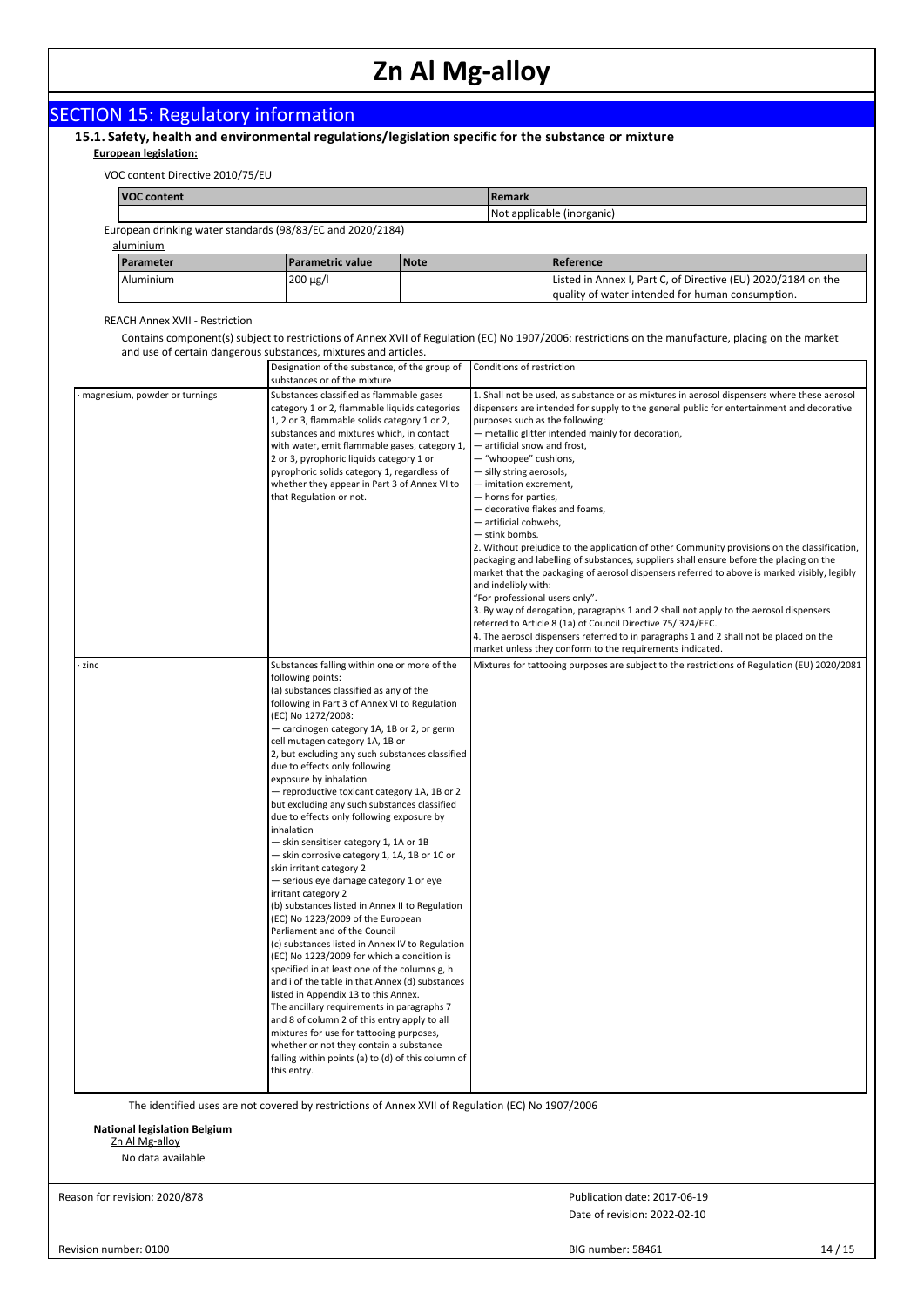## SECTION 15: Regulatory information

### 15.1. Safety, health and environmental regulations/legislation specific for the substance or mixture

**European legislation:**

VOC content Directive 2010/75/EU

| VOC content | Remark |
|---|---|
| | Not applicable (inorganic) |

European drinking water standards (98/83/EC and 2020/2184)

aluminium

| Parameter | Parametric value | Note | Reference |
|---|---|---|---|
| Aluminium | 200 µg/l | | Listed in Annex I, Part C, of Directive (EU) 2020/2184 on the quality of water intended for human consumption. |

REACH Annex XVII - Restriction

Contains component(s) subject to restrictions of Annex XVII of Regulation (EC) No 1907/2006: restrictions on the manufacture, placing on the market and use of certain dangerous substances, mixtures and articles.

| | Designation of the substance, of the group of substances or of the mixture | Conditions of restriction |
|---|---|---|
| · magnesium, powder or turnings | Substances classified as flammable gases category 1 or 2, flammable liquids categories 1, 2 or 3, flammable solids category 1 or 2, substances and mixtures which, in contact with water, emit flammable gases, category 1, 2 or 3, pyrophoric liquids category 1 or pyrophoric solids category 1, regardless of whether they appear in Part 3 of Annex VI to that Regulation or not. | 1. Shall not be used, as substance or as mixtures in aerosol dispensers where these aerosol dispensers are intended for supply to the general public for entertainment and decorative purposes such as the following:<br>— metallic glitter intended mainly for decoration,<br>— artificial snow and frost,<br>— "whoopee" cushions,<br>— silly string aerosols,<br>— imitation excrement,<br>— horns for parties,<br>— decorative flakes and foams,<br>— artificial cobwebs,<br>— stink bombs.<br>2. Without prejudice to the application of other Community provisions on the classification, packaging and labelling of substances, suppliers shall ensure before the placing on the market that the packaging of aerosol dispensers referred to above is marked visibly, legibly and indelibly with:<br>"For professional users only".<br>3. By way of derogation, paragraphs 1 and 2 shall not apply to the aerosol dispensers referred to Article 8 (1a) of Council Directive 75/ 324/EEC.<br>4. The aerosol dispensers referred to in paragraphs 1 and 2 shall not be placed on the market unless they conform to the requirements indicated. |
| · zinc | Substances falling within one or more of the following points:<br>(a) substances classified as any of the following in Part 3 of Annex VI to Regulation (EC) No 1272/2008:<br>— carcinogen category 1A, 1B or 2, or germ cell mutagen category 1A, 1B or 2, but excluding any such substances classified due to effects only following exposure by inhalation<br>— reproductive toxicant category 1A, 1B or 2 but excluding any such substances classified due to effects only following exposure by inhalation<br>— skin sensitiser category 1, 1A or 1B<br>— skin corrosive category 1, 1A, 1B or 1C or skin irritant category 2<br>— serious eye damage category 1 or eye irritant category 2<br>(b) substances listed in Annex II to Regulation (EC) No 1223/2009 of the European Parliament and of the Council<br>(c) substances listed in Annex IV to Regulation (EC) No 1223/2009 for which a condition is specified in at least one of the columns g, h and i of the table in that Annex (d) substances listed in Appendix 13 to this Annex.<br>The ancillary requirements in paragraphs 7 and 8 of column 2 of this entry apply to all mixtures for use for tattooing purposes, whether or not they contain a substance falling within points (a) to (d) of this column of this entry. | Mixtures for tattooing purposes are subject to the restrictions of Regulation (EU) 2020/2081 |

The identified uses are not covered by restrictions of Annex XVII of Regulation (EC) No 1907/2006

**National legislation Belgium**

Zn Al Mg-alloy

No data available

Reason for revision: 2020/878

Publication date: 2017-06-19

Date of revision: 2022-02-10

Revision number: 0100

BIG number: 58461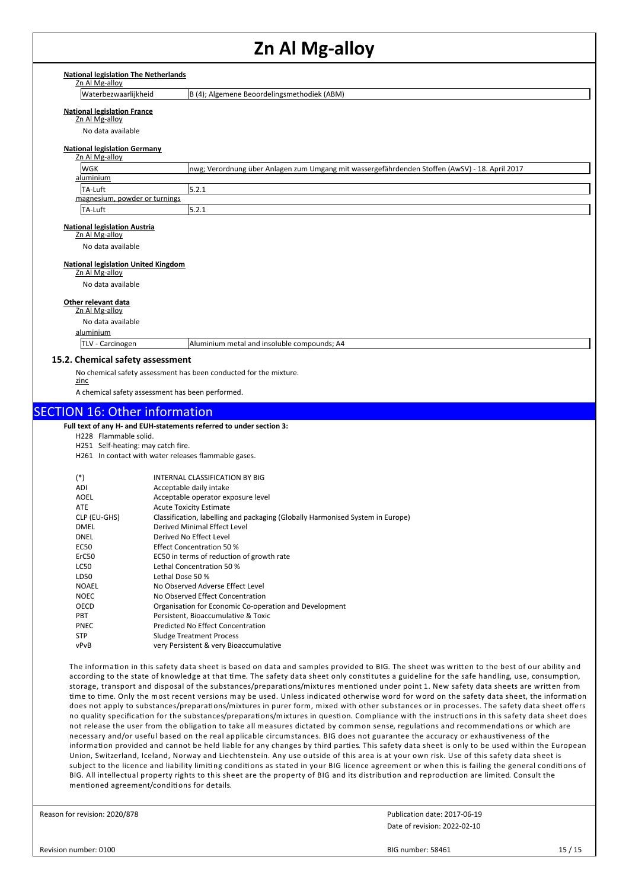**National legislation The Netherlands**

Zn Al Mg-alloy

| | |
|---|---|
| Waterbezwaarlijkheid | B (4); Algemene Beoordelingsmethodiek (ABM) |

**National legislation France**

Zn Al Mg-alloy

No data available

**National legislation Germany**

Zn Al Mg-alloy

| | |
|---|---|
| WGK | nwg; Verordnung über Anlagen zum Umgang mit wassergefährdenden Stoffen (AwSV) - 18. April 2017 |

aluminium

| | |
|---|---|
| TA-Luft | 5.2.1 |

magnesium, powder or turnings

| | |
|---|---|
| TA-Luft | 5.2.1 |

**National legislation Austria**

Zn Al Mg-alloy

No data available

**National legislation United Kingdom**

Zn Al Mg-alloy

No data available

**Other relevant data**

Zn Al Mg-alloy

No data available

aluminium

| | |
|---|---|
| TLV - Carcinogen | Aluminium metal and insoluble compounds; A4 |

### 15.2. Chemical safety assessment

No chemical safety assessment has been conducted for the mixture.

zinc

A chemical safety assessment has been performed.

## SECTION 16: Other information

**Full text of any H- and EUH-statements referred to under section 3:**

H228 Flammable solid.
H251 Self-heating: may catch fire.
H261 In contact with water releases flammable gases.

| | |
|---|---|
| (*) | INTERNAL CLASSIFICATION BY BIG |
| ADI | Acceptable daily intake |
| AOEL | Acceptable operator exposure level |
| ATE | Acute Toxicity Estimate |
| CLP (EU-GHS) | Classification, labelling and packaging (Globally Harmonised System in Europe) |
| DMEL | Derived Minimal Effect Level |
| DNEL | Derived No Effect Level |
| EC50 | Effect Concentration 50 % |
| ErC50 | EC50 in terms of reduction of growth rate |
| LC50 | Lethal Concentration 50 % |
| LD50 | Lethal Dose 50 % |
| NOAEL | No Observed Adverse Effect Level |
| NOEC | No Observed Effect Concentration |
| OECD | Organisation for Economic Co-operation and Development |
| PBT | Persistent, Bioaccumulative & Toxic |
| PNEC | Predicted No Effect Concentration |
| STP | Sludge Treatment Process |
| vPvB | very Persistent & very Bioaccumulative |

The information in this safety data sheet is based on data and samples provided to BIG. The sheet was written to the best of our ability and according to the state of knowledge at that time. The safety data sheet only constitutes a guideline for the safe handling, use, consumption, storage, transport and disposal of the substances/preparations/mixtures mentioned under point 1. New safety data sheets are written from time to time. Only the most recent versions may be used. Unless indicated otherwise word for word on the safety data sheet, the information does not apply to substances/preparations/mixtures in purer form, mixed with other substances or in processes. The safety data sheet offers no quality specification for the substances/preparations/mixtures in question. Compliance with the instructions in this safety data sheet does not release the user from the obligation to take all measures dictated by common sense, regulations and recommendations or which are necessary and/or useful based on the real applicable circumstances. BIG does not guarantee the accuracy or exhaustiveness of the information provided and cannot be held liable for any changes by third parties. This safety data sheet is only to be used within the European Union, Switzerland, Iceland, Norway and Liechtenstein. Any use outside of this area is at your own risk. Use of this safety data sheet is subject to the licence and liability limiting conditions as stated in your BIG licence agreement or when this is failing the general conditions of BIG. All intellectual property rights to this sheet are the property of BIG and its distribution and reproduction are limited. Consult the mentioned agreement/conditions for details.